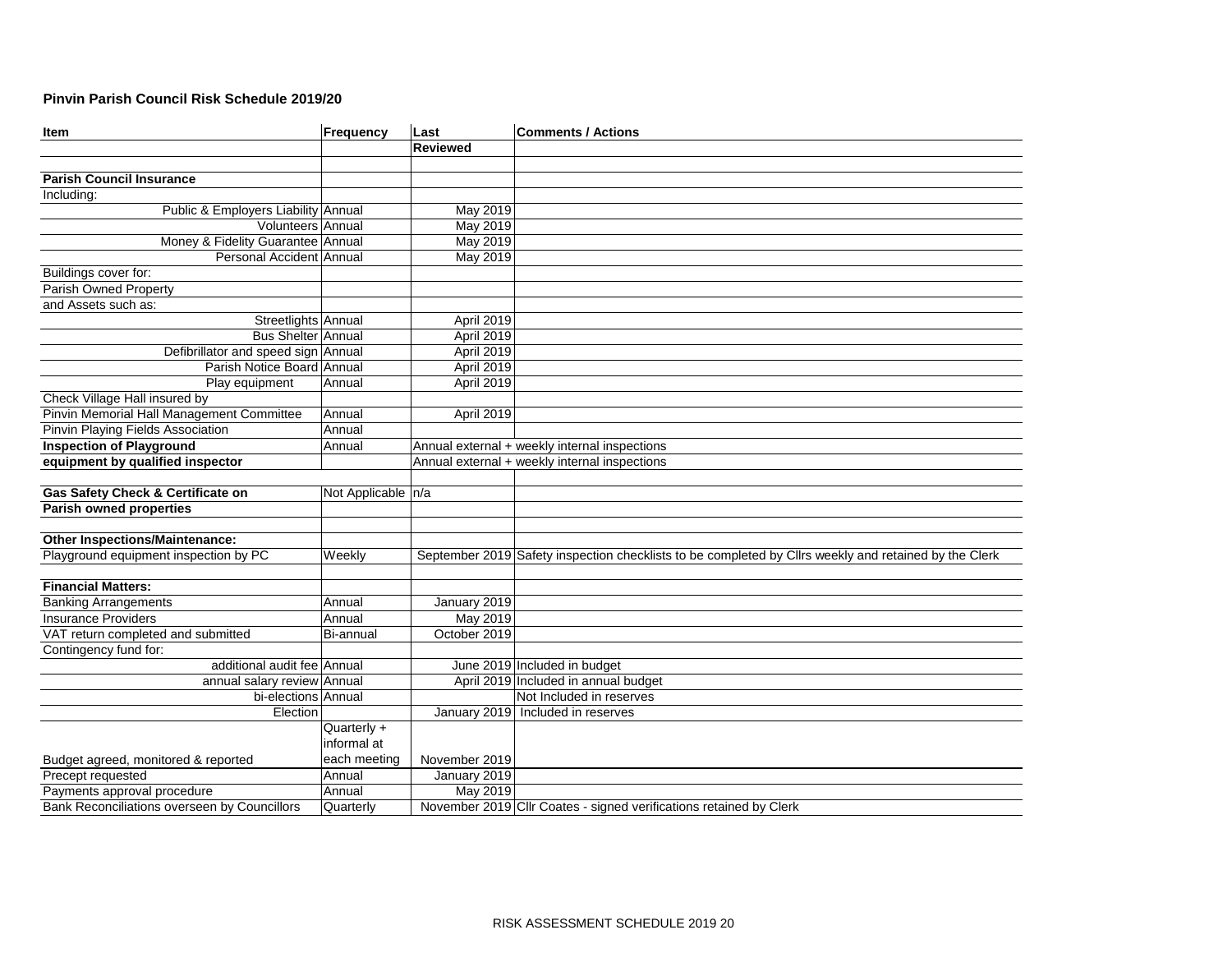**Pinvin Parish Council Risk Schedule 2019/20**

| Item | Frequency | Last Reviewed | Comments / Actions |
|---|---|---|---|
| | | | |
| **Parish Council Insurance** | | | |
| Including: | | | |
| Public & Employers Liability | Annual | May 2019 | |
| Volunteers | Annual | May 2019 | |
| Money & Fidelity Guarantee | Annual | May 2019 | |
| Personal Accident | Annual | May 2019 | |
| Buildings cover for: | | | |
| Parish Owned Property | | | |
| and Assets such as: | | | |
| Streetlights | Annual | April 2019 | |
| Bus Shelter | Annual | April 2019 | |
| Defibrillator and speed sign | Annual | April 2019 | |
| Parish Notice Board | Annual | April 2019 | |
| Play equipment | Annual | April 2019 | |
| Check Village Hall insured by | | | |
| Pinvin Memorial Hall Management Committee | Annual | April 2019 | |
| Pinvin Playing Fields Association | Annual | | |
| **Inspection of Playground** | Annual | Annual external + weekly internal inspections | |
| **equipment by qualified inspector** | | Annual external + weekly internal inspections | |
| | | | |
| **Gas Safety Check & Certificate on** | Not Applicable | n/a | |
| **Parish owned properties** | | | |
| | | | |
| **Other Inspections/Maintenance:** | | | |
| Playground equipment inspection by PC | Weekly | September 2019 | Safety inspection checklists to be completed by Cllrs weekly and retained by the Clerk |
| | | | |
| **Financial Matters:** | | | |
| Banking Arrangements | Annual | January 2019 | |
| Insurance Providers | Annual | May 2019 | |
| VAT return completed and submitted | Bi-annual | October 2019 | |
| Contingency fund for: | | | |
| additional audit fee | Annual | June 2019 | Included in budget |
| annual salary review | Annual | April 2019 | Included in annual budget |
| bi-elections | Annual | | Not Included in reserves |
| Election | | January 2019 | Included in reserves |
| Budget agreed, monitored & reported | Quarterly + informal at each meeting | November 2019 | |
| Precept requested | Annual | January 2019 | |
| Payments approval procedure | Annual | May 2019 | |
| Bank Reconciliations overseen by Councillors | Quarterly | November 2019 | Cllr Coates - signed verifications retained by Clerk |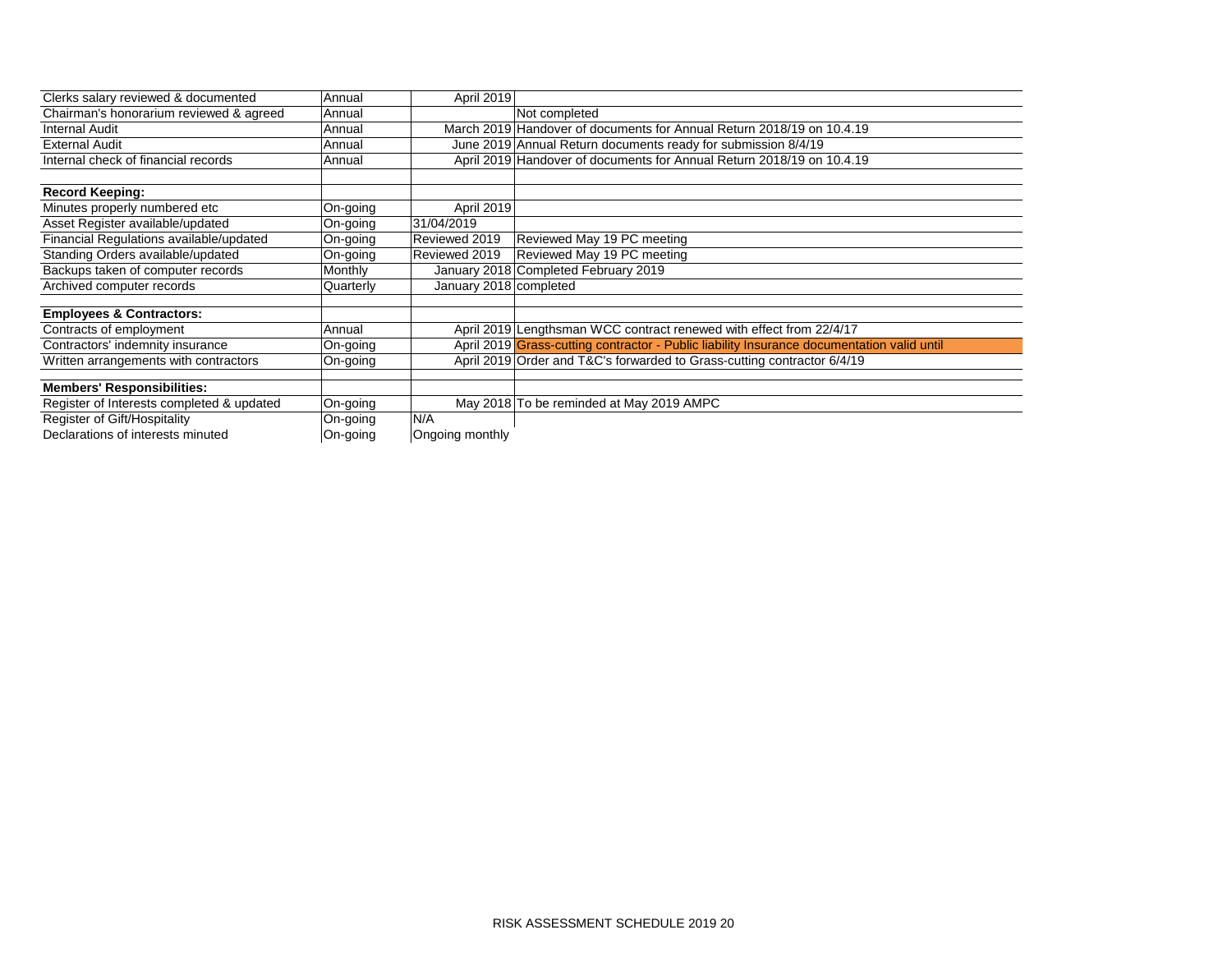| | | | |
|---|---|---|---|
| Clerks salary reviewed & documented | Annual | April 2019 | |
| Chairman's honorarium reviewed & agreed | Annual | | Not completed |
| Internal Audit | Annual | March 2019 | Handover of documents for Annual Return 2018/19 on 10.4.19 |
| External Audit | Annual | June 2019 | Annual Return documents ready for submission 8/4/19 |
| Internal check of financial records | Annual | April 2019 | Handover of documents for Annual Return 2018/19 on 10.4.19 |
| | | | |
| **Record Keeping:** | | | |
| Minutes properly numbered etc | On-going | April 2019 | |
| Asset Register available/updated | On-going | 31/04/2019 | |
| Financial Regulations available/updated | On-going | Reviewed 2019 | Reviewed May 19 PC meeting |
| Standing Orders available/updated | On-going | Reviewed 2019 | Reviewed May 19 PC meeting |
| Backups taken of computer records | Monthly | January 2018 | Completed February 2019 |
| Archived computer records | Quarterly | January 2018 | completed |
| | | | |
| **Employees & Contractors:** | | | |
| Contracts of employment | Annual | April 2019 | Lengthsman WCC contract renewed with effect from 22/4/17 |
| Contractors' indemnity insurance | On-going | April 2019 | Grass-cutting contractor - Public liability Insurance documentation valid until |
| Written arrangements with contractors | On-going | April 2019 | Order and T&C's forwarded to Grass-cutting contractor 6/4/19 |
| | | | |
| **Members' Responsibilities:** | | | |
| Register of Interests completed & updated | On-going | May 2018 | To be reminded at May 2019 AMPC |
| Register of Gift/Hospitality | On-going | N/A | |
| Declarations of interests minuted | On-going | Ongoing monthly | |

RISK ASSESSMENT SCHEDULE 2019 20